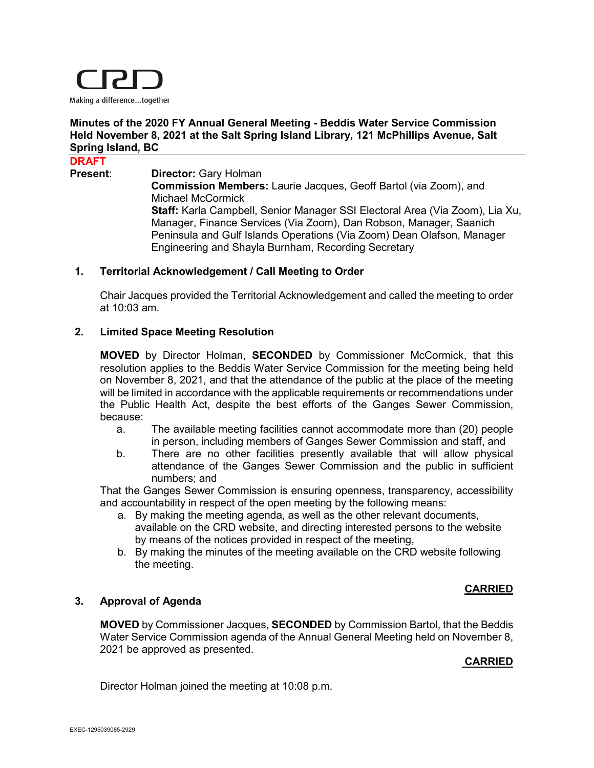CRD

Making a difference...together

**Minutes of the 2020 FY Annual General Meeting - Beddis Water Service Commission Held November 8, 2021 at the Salt Spring Island Library, 121 McPhillips Avenue, Salt Spring Island, BC**

**DRAFT**

**Present**: **Director:** Gary Holman
**Commission Members:** Laurie Jacques, Geoff Bartol (via Zoom), and Michael McCormick
**Staff:** Karla Campbell, Senior Manager SSI Electoral Area (Via Zoom), Lia Xu, Manager, Finance Services (Via Zoom), Dan Robson, Manager, Saanich Peninsula and Gulf Islands Operations (Via Zoom) Dean Olafson, Manager Engineering and Shayla Burnham, Recording Secretary

## 1. Territorial Acknowledgement / Call Meeting to Order

Chair Jacques provided the Territorial Acknowledgement and called the meeting to order at 10:03 am.

## 2. Limited Space Meeting Resolution

**MOVED** by Director Holman, **SECONDED** by Commissioner McCormick, that this resolution applies to the Beddis Water Service Commission for the meeting being held on November 8, 2021, and that the attendance of the public at the place of the meeting will be limited in accordance with the applicable requirements or recommendations under the Public Health Act, despite the best efforts of the Ganges Sewer Commission, because:

a. The available meeting facilities cannot accommodate more than (20) people in person, including members of Ganges Sewer Commission and staff, and
b. There are no other facilities presently available that will allow physical attendance of the Ganges Sewer Commission and the public in sufficient numbers; and

That the Ganges Sewer Commission is ensuring openness, transparency, accessibility and accountability in respect of the open meeting by the following means:

a. By making the meeting agenda, as well as the other relevant documents, available on the CRD website, and directing interested persons to the website by means of the notices provided in respect of the meeting,
b. By making the minutes of the meeting available on the CRD website following the meeting.

**CARRIED**

## 3. Approval of Agenda

**MOVED** by Commissioner Jacques, **SECONDED** by Commission Bartol, that the Beddis Water Service Commission agenda of the Annual General Meeting held on November 8, 2021 be approved as presented.

**CARRIED**

Director Holman joined the meeting at 10:08 p.m.

EXEC-1295039085-2929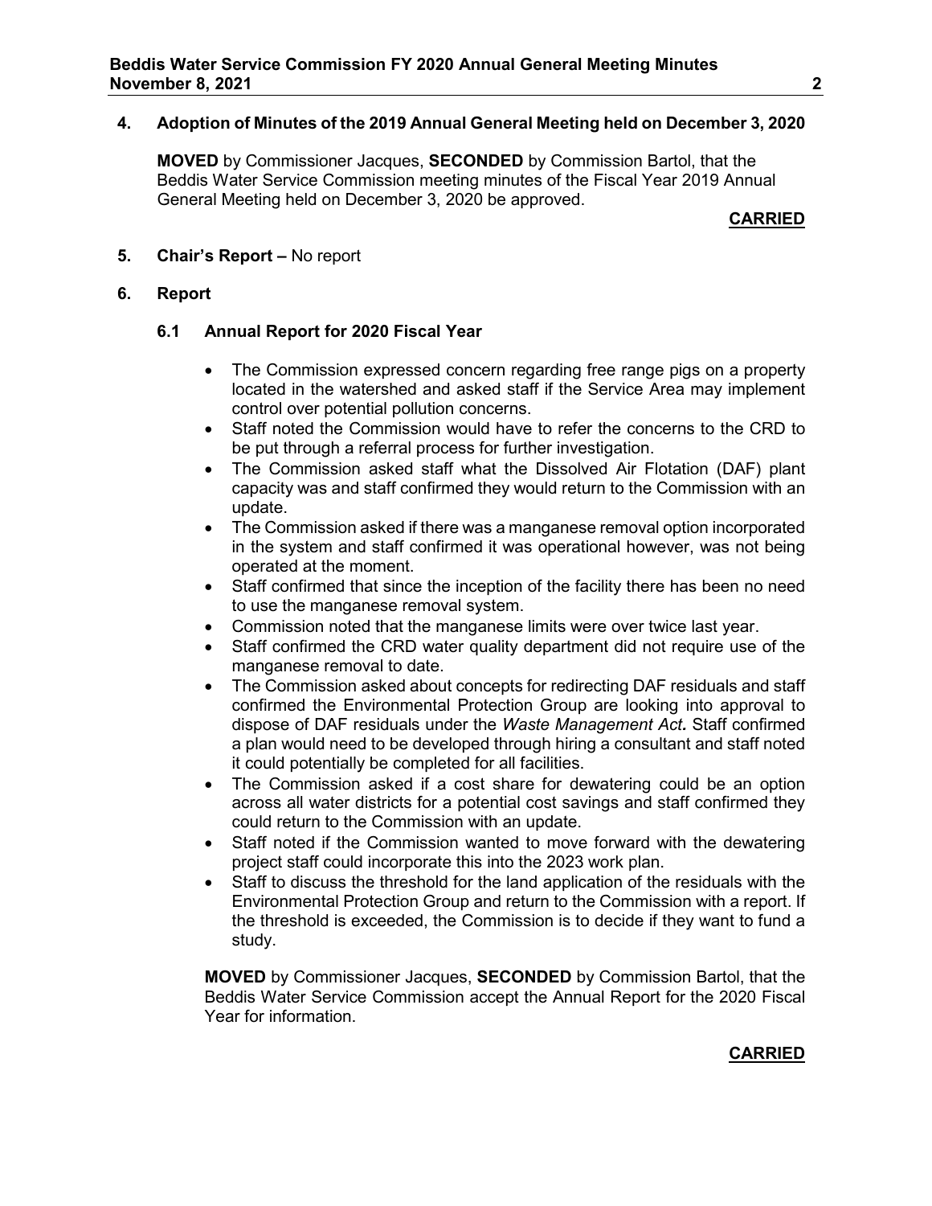**4. Adoption of Minutes of the 2019 Annual General Meeting held on December 3, 2020**

**MOVED** by Commissioner Jacques, **SECONDED** by Commission Bartol, that the Beddis Water Service Commission meeting minutes of the Fiscal Year 2019 Annual General Meeting held on December 3, 2020 be approved.

**CARRIED**

**5. Chair's Report –** No report

**6. Report**

**6.1 Annual Report for 2020 Fiscal Year**

- The Commission expressed concern regarding free range pigs on a property located in the watershed and asked staff if the Service Area may implement control over potential pollution concerns.
- Staff noted the Commission would have to refer the concerns to the CRD to be put through a referral process for further investigation.
- The Commission asked staff what the Dissolved Air Flotation (DAF) plant capacity was and staff confirmed they would return to the Commission with an update.
- The Commission asked if there was a manganese removal option incorporated in the system and staff confirmed it was operational however, was not being operated at the moment.
- Staff confirmed that since the inception of the facility there has been no need to use the manganese removal system.
- Commission noted that the manganese limits were over twice last year.
- Staff confirmed the CRD water quality department did not require use of the manganese removal to date.
- The Commission asked about concepts for redirecting DAF residuals and staff confirmed the Environmental Protection Group are looking into approval to dispose of DAF residuals under the *Waste Management Act.* Staff confirmed a plan would need to be developed through hiring a consultant and staff noted it could potentially be completed for all facilities.
- The Commission asked if a cost share for dewatering could be an option across all water districts for a potential cost savings and staff confirmed they could return to the Commission with an update.
- Staff noted if the Commission wanted to move forward with the dewatering project staff could incorporate this into the 2023 work plan.
- Staff to discuss the threshold for the land application of the residuals with the Environmental Protection Group and return to the Commission with a report. If the threshold is exceeded, the Commission is to decide if they want to fund a study.

**MOVED** by Commissioner Jacques, **SECONDED** by Commission Bartol, that the Beddis Water Service Commission accept the Annual Report for the 2020 Fiscal Year for information.

**CARRIED**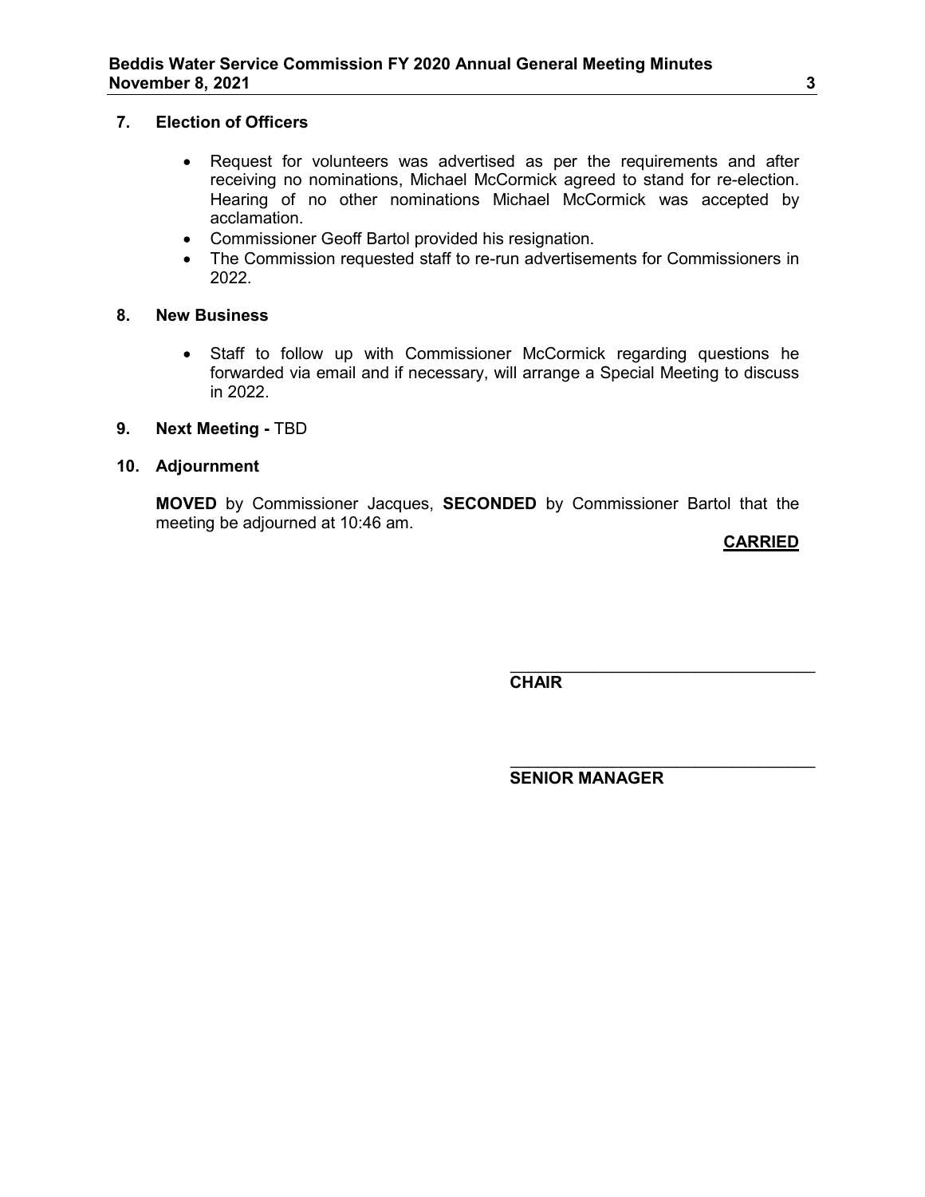## 7. Election of Officers

- Request for volunteers was advertised as per the requirements and after receiving no nominations, Michael McCormick agreed to stand for re-election. Hearing of no other nominations Michael McCormick was accepted by acclamation.
- Commissioner Geoff Bartol provided his resignation.
- The Commission requested staff to re-run advertisements for Commissioners in 2022.

## 8. New Business

- Staff to follow up with Commissioner McCormick regarding questions he forwarded via email and if necessary, will arrange a Special Meeting to discuss in 2022.

## 9. Next Meeting - TBD

## 10. Adjournment

**MOVED** by Commissioner Jacques, **SECONDED** by Commissioner Bartol that the meeting be adjourned at 10:46 am.

**CARRIED**

\_\_\_\_\_\_\_\_\_\_\_\_\_\_\_\_\_\_\_\_\_\_\_\_\_\_\_\_\_\_\_\_

**CHAIR**

\_\_\_\_\_\_\_\_\_\_\_\_\_\_\_\_\_\_\_\_\_\_\_\_\_\_\_\_\_\_\_\_

**SENIOR MANAGER**